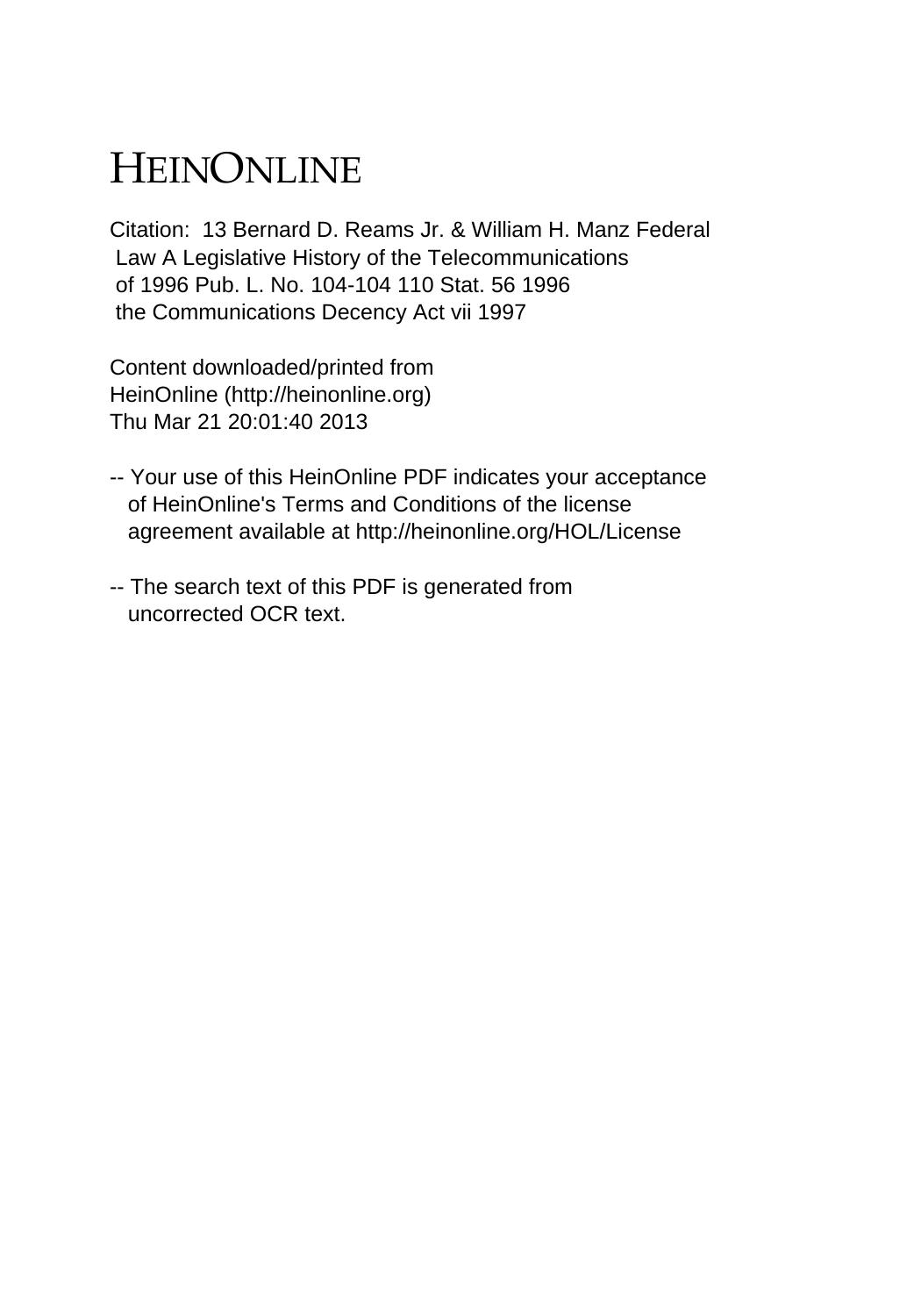# HEINONLINE

Citation: 13 Bernard D. Reams Jr. & William H. Manz Federal Law A Legislative History of the Telecommunications of 1996 Pub. L. No. 104-104 110 Stat. 56 1996 the Communications Decency Act vii 1997

Content downloaded/printed from HeinOnline (http://heinonline.org) Thu Mar 21 20:01:40 2013

- -- Your use of this HeinOnline PDF indicates your acceptance of HeinOnline's Terms and Conditions of the license agreement available at http://heinonline.org/HOL/License
- -- The search text of this PDF is generated from uncorrected OCR text.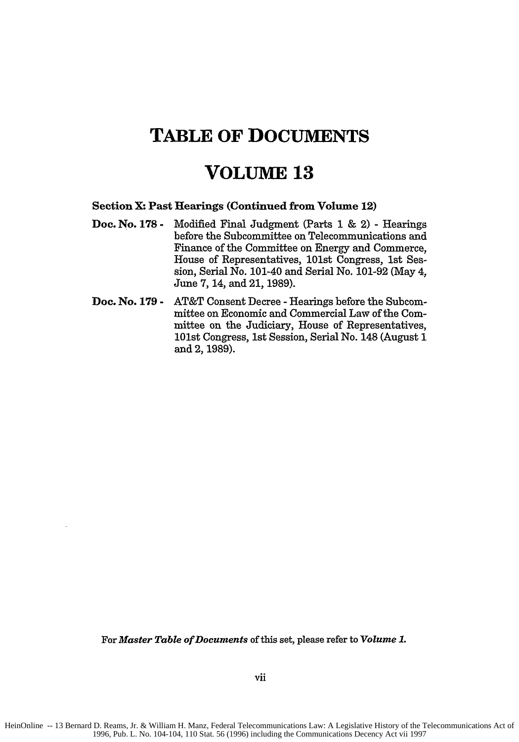# TABLE OF DOCUMENTS

# VOLUME 13

**Section X: Past Hearings (Continued from Volume 12)**

**Doc. No. 178 -** Modified Final Judgment (Parts 1 & 2) - Hearings before the Subcommittee on Telecommunications and Finance of the Committee on Energy and Commerce, House of Representatives, 101st Congress, 1st Session, Serial No. 101-40 and Serial No. 101-92 (May 4, June 7, 14, and 21, 1989).

**Doc. No. 179 -** AT&T Consent Decree - Hearings before the Subcommittee on Economic and Commercial Law of the Committee on the Judiciary, House of Representatives, 101st Congress, 1st Session, Serial No. 148 (August 1 and 2, 1989).

For ***Master Table of Documents*** of this set, please refer to ***Volume 1.***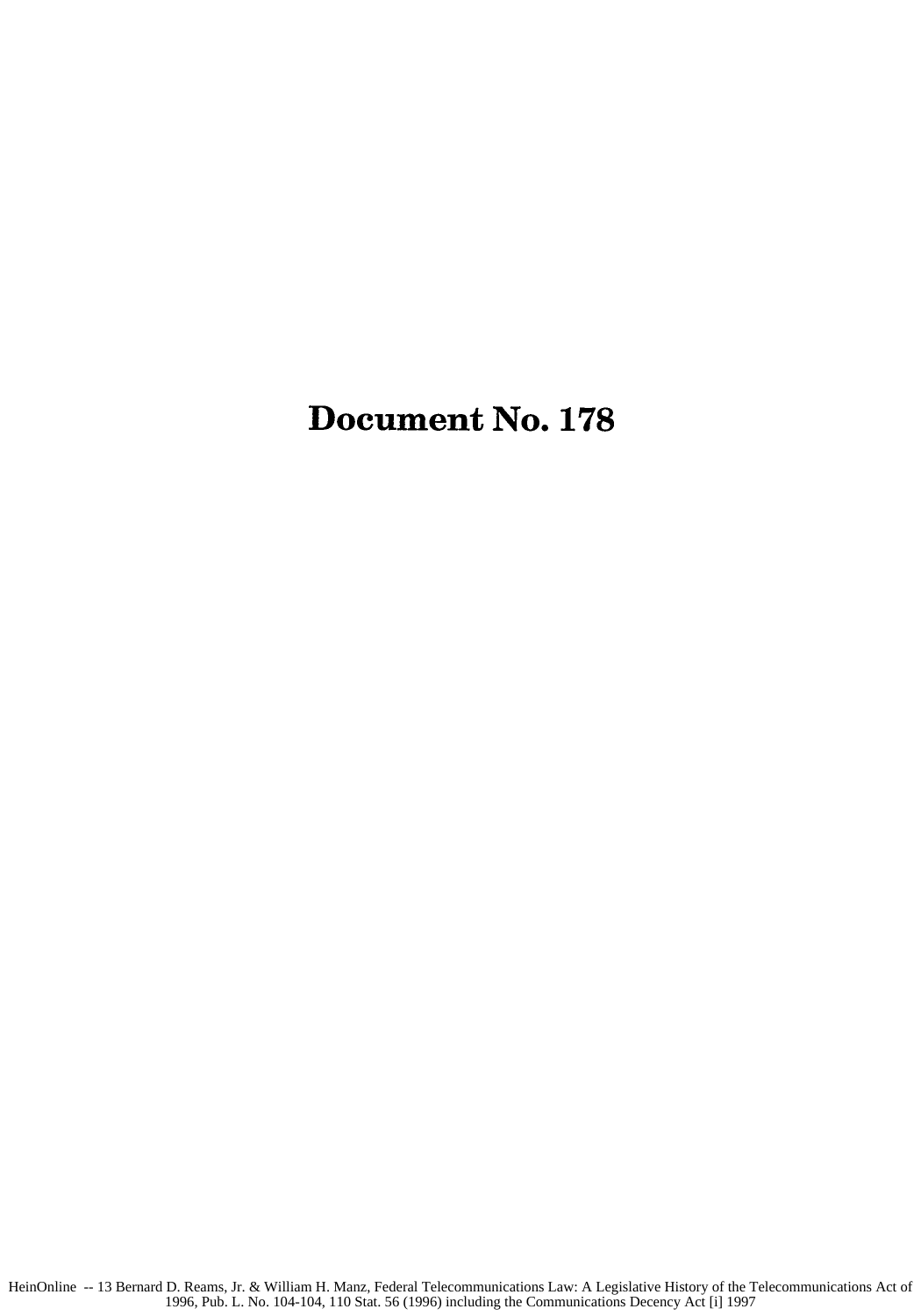# Document No. 178